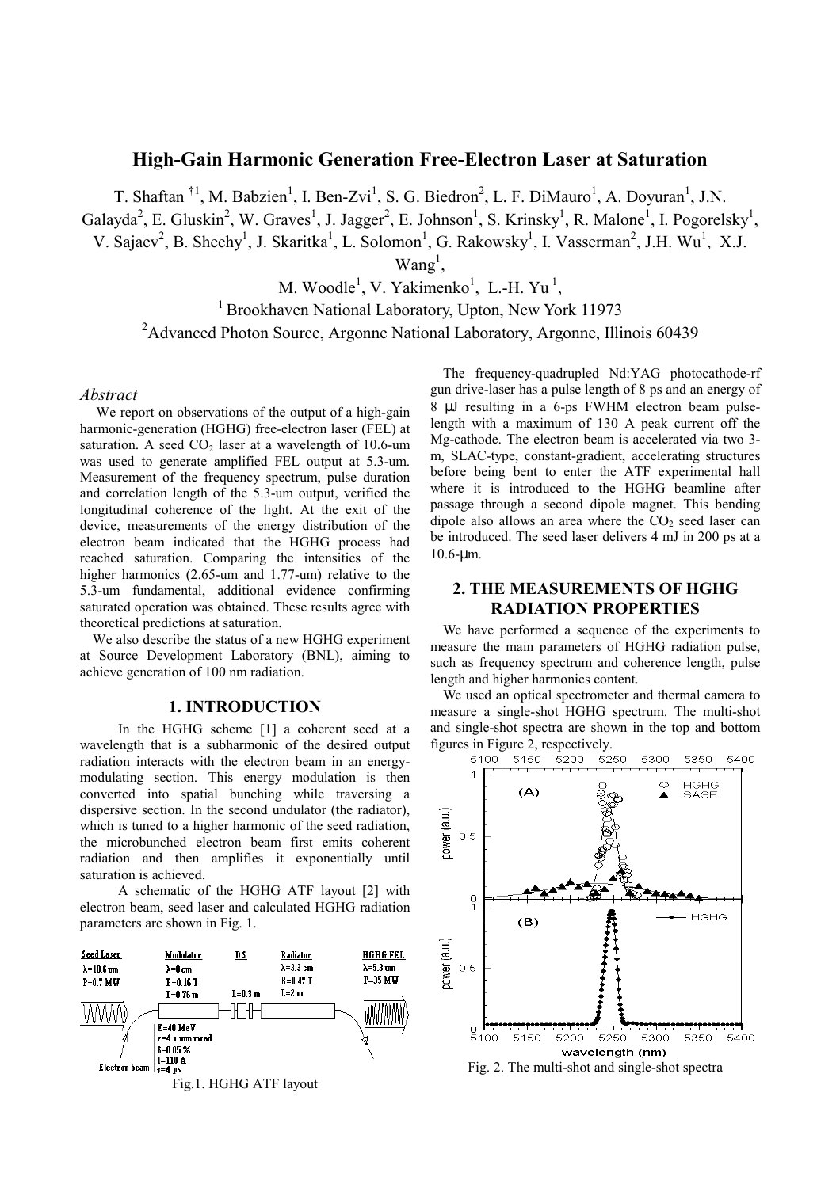# High-Gain Harmonic Generation Free-Electron Laser at Saturation

T. Shaftan †[1], M. Babzien[1], I. Ben-Zvi[1], S. G. Biedron[2], L. F. DiMauro[1], A. Doyuran[1], J.N. Galayda[2], E. Gluskin[2], W. Graves[1], J. Jagger[2], E. Johnson[1], S. Krinsky[1], R. Malone[1], I. Pogorelsky[1], V. Sajaev[2], B. Sheehy[1], J. Skaritka[1], L. Solomon[1], G. Rakowsky[1], I. Vasserman[2], J.H. Wu[1], X.J. Wang[1],

M. Woodle[1], V. Yakimenko[1], L.-H. Yu [1],

[1] Brookhaven National Laboratory, Upton, New York 11973

[2] Advanced Photon Source, Argonne National Laboratory, Argonne, Illinois 60439

### *Abstract*

We report on observations of the output of a high-gain harmonic-generation (HGHG) free-electron laser (FEL) at saturation. A seed $CO_2$ laser at a wavelength of 10.6-um was used to generate amplified FEL output at 5.3-um. Measurement of the frequency spectrum, pulse duration and correlation length of the 5.3-um output, verified the longitudinal coherence of the light. At the exit of the device, measurements of the energy distribution of the electron beam indicated that the HGHG process had reached saturation. Comparing the intensities of the higher harmonics (2.65-um and 1.77-um) relative to the 5.3-um fundamental, additional evidence confirming saturated operation was obtained. These results agree with theoretical predictions at saturation.

We also describe the status of a new HGHG experiment at Source Development Laboratory (BNL), aiming to achieve generation of 100 nm radiation.

## 1. INTRODUCTION

In the HGHG scheme [1] a coherent seed at a wavelength that is a subharmonic of the desired output radiation interacts with the electron beam in an energy-modulating section. This energy modulation is then converted into spatial bunching while traversing a dispersive section. In the second undulator (the radiator), which is tuned to a higher harmonic of the seed radiation, the microbunched electron beam first emits coherent radiation and then amplifies it exponentially until saturation is achieved.

A schematic of the HGHG ATF layout [2] with electron beam, seed laser and calculated HGHG radiation parameters are shown in Fig. 1.

Fig.1. HGHG ATF layout

The frequency-quadrupled Nd:YAG photocathode-rf gun drive-laser has a pulse length of 8 ps and an energy of 8 μJ resulting in a 6-ps FWHM electron beam pulse-length with a maximum of 130 A peak current off the Mg-cathode. The electron beam is accelerated via two 3-m, SLAC-type, constant-gradient, accelerating structures before being bent to enter the ATF experimental hall where it is introduced to the HGHG beamline after passage through a second dipole magnet. This bending dipole also allows an area where the $CO_2$ seed laser can be introduced. The seed laser delivers 4 mJ in 200 ps at a 10.6-μm.

## 2. THE MEASUREMENTS OF HGHG RADIATION PROPERTIES

We have performed a sequence of the experiments to measure the main parameters of HGHG radiation pulse, such as frequency spectrum and coherence length, pulse length and higher harmonics content.

We used an optical spectrometer and thermal camera to measure a single-shot HGHG spectrum. The multi-shot and single-shot spectra are shown in the top and bottom figures in Figure 2, respectively.

Fig. 2. The multi-shot and single-shot spectra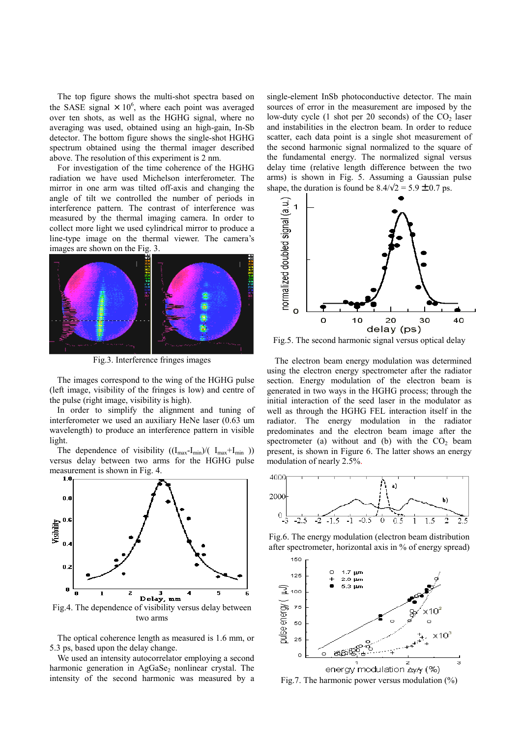The top figure shows the multi-shot spectra based on the SASE signal $\times 10^6$, where each point was averaged over ten shots, as well as the HGHG signal, where no averaging was used, obtained using an high-gain, In-Sb detector. The bottom figure shows the single-shot HGHG spectrum obtained using the thermal imager described above. The resolution of this experiment is 2 nm.

For investigation of the time coherence of the HGHG radiation we have used Michelson interferometer. The mirror in one arm was tilted off-axis and changing the angle of tilt we controlled the number of periods in interference pattern. The contrast of interference was measured by the thermal imaging camera. In order to collect more light we used cylindrical mirror to produce a line-type image on the thermal viewer. The camera's images are shown on the Fig. 3.

Fig.3. Interference fringes images

The images correspond to the wing of the HGHG pulse (left image, visibility of the fringes is low) and centre of the pulse (right image, visibility is high).

In order to simplify the alignment and tuning of interferometer we used an auxiliary HeNe laser (0.63 um wavelength) to produce an interference pattern in visible light.

The dependence of visibility $((I_{max}-I_{min})/(I_{max}+I_{min}))$ versus delay between two arms for the HGHG pulse measurement is shown in Fig. 4.

Fig.4. The dependence of visibility versus delay between two arms

The optical coherence length as measured is 1.6 mm, or 5.3 ps, based upon the delay change.

We used an intensity autocorrelator employing a second harmonic generation in $AgGaSe_2$ nonlinear crystal. The intensity of the second harmonic was measured by a single-element InSb photoconductive detector. The main sources of error in the measurement are imposed by the low-duty cycle (1 shot per 20 seconds) of the $CO_2$ laser and instabilities in the electron beam. In order to reduce scatter, each data point is a single shot measurement of the second harmonic signal normalized to the square of the fundamental energy. The normalized signal versus delay time (relative length difference between the two arms) is shown in Fig. 5. Assuming a Gaussian pulse shape, the duration is found be $8.4/\sqrt{2} = 5.9 \pm 0.7$ ps.

Fig.5. The second harmonic signal versus optical delay

The electron beam energy modulation was determined using the electron energy spectrometer after the radiator section. Energy modulation of the electron beam is generated in two ways in the HGHG process; through the initial interaction of the seed laser in the modulator as well as through the HGHG FEL interaction itself in the radiator. The energy modulation in the radiator predominates and the electron beam image after the spectrometer (a) without and (b) with the $CO_2$ beam present, is shown in Figure 6. The latter shows an energy modulation of nearly 2.5%.

Fig.6. The energy modulation (electron beam distribution after spectrometer, horizontal axis in % of energy spread)

Fig.7. The harmonic power versus modulation (%)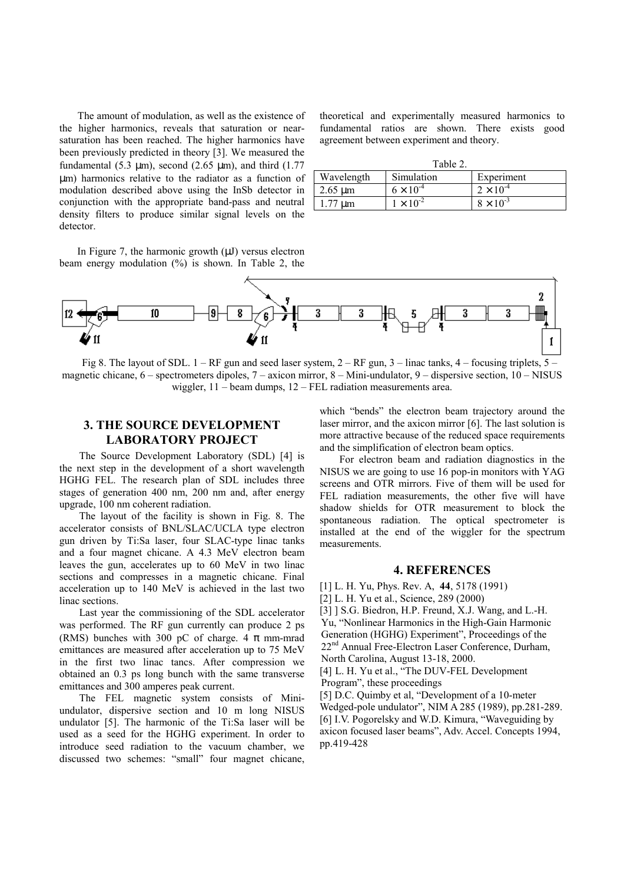The amount of modulation, as well as the existence of the higher harmonics, reveals that saturation or near-saturation has been reached. The higher harmonics have been previously predicted in theory [3]. We measured the fundamental (5.3 μm), second (2.65 μm), and third (1.77 μm) harmonics relative to the radiator as a function of modulation described above using the InSb detector in conjunction with the appropriate band-pass and neutral density filters to produce similar signal levels on the detector.

In Figure 7, the harmonic growth (μJ) versus electron beam energy modulation (%) is shown. In Table 2, the theoretical and experimentally measured harmonics to fundamental ratios are shown. There exists good agreement between experiment and theory.

Table 2.

| Wavelength | Simulation | Experiment |
|---|---|---|
| 2.65 μm | $6 \times 10^{-4}$ | $2 \times 10^{-4}$ |
| 1.77 μm | $1 \times 10^{-2}$ | $8 \times 10^{-3}$ |

12 6 10 9 8 6 7 3 3 5 3 3 2 1 4 4 4 11 11

Fig 8. The layout of SDL. 1 – RF gun and seed laser system, 2 – RF gun, 3 – linac tanks, 4 – focusing triplets, 5 – magnetic chicane, 6 – spectrometers dipoles, 7 – axicon mirror, 8 – Mini-undulator, 9 – dispersive section, 10 – NISUS wiggler, 11 – beam dumps, 12 – FEL radiation measurements area.

## 3. THE SOURCE DEVELOPMENT LABORATORY PROJECT

The Source Development Laboratory (SDL) [4] is the next step in the development of a short wavelength HGHG FEL. The research plan of SDL includes three stages of generation 400 nm, 200 nm and, after energy upgrade, 100 nm coherent radiation.

The layout of the facility is shown in Fig. 8. The accelerator consists of BNL/SLAC/UCLA type electron gun driven by Ti:Sa laser, four SLAC-type linac tanks and a four magnet chicane. A 4.3 MeV electron beam leaves the gun, accelerates up to 60 MeV in two linac sections and compresses in a magnetic chicane. Final acceleration up to 140 MeV is achieved in the last two linac sections.

Last year the commissioning of the SDL accelerator was performed. The RF gun currently can produce 2 ps (RMS) bunches with 300 pC of charge. 4 π mm-mrad emittances are measured after acceleration up to 75 MeV in the first two linac tancs. After compression we obtained an 0.3 ps long bunch with the same transverse emittances and 300 amperes peak current.

The FEL magnetic system consists of Mini-undulator, dispersive section and 10 m long NISUS undulator [5]. The harmonic of the Ti:Sa laser will be used as a seed for the HGHG experiment. In order to introduce seed radiation to the vacuum chamber, we discussed two schemes: "small" four magnet chicane, which "bends" the electron beam trajectory around the laser mirror, and the axicon mirror [6]. The last solution is more attractive because of the reduced space requirements and the simplification of electron beam optics.

For electron beam and radiation diagnostics in the NISUS we are going to use 16 pop-in monitors with YAG screens and OTR mirrors. Five of them will be used for FEL radiation measurements, the other five will have shadow shields for OTR measurement to block the spontaneous radiation. The optical spectrometer is installed at the end of the wiggler for the spectrum measurements.

## 4. REFERENCES

[1] L. H. Yu, Phys. Rev. A, **44**, 5178 (1991)

[2] L. H. Yu et al., Science, 289 (2000)

[3] ] S.G. Biedron, H.P. Freund, X.J. Wang, and L.-H. Yu, "Nonlinear Harmonics in the High-Gain Harmonic Generation (HGHG) Experiment", Proceedings of the 22nd Annual Free-Electron Laser Conference, Durham, North Carolina, August 13-18, 2000.

[4] L. H. Yu et al., "The DUV-FEL Development Program", these proceedings

[5] D.C. Quimby et al, "Development of a 10-meter Wedged-pole undulator", NIM A 285 (1989), pp.281-289.

[6] I.V. Pogorelsky and W.D. Kimura, "Waveguiding by axicon focused laser beams", Adv. Accel. Concepts 1994, pp.419-428